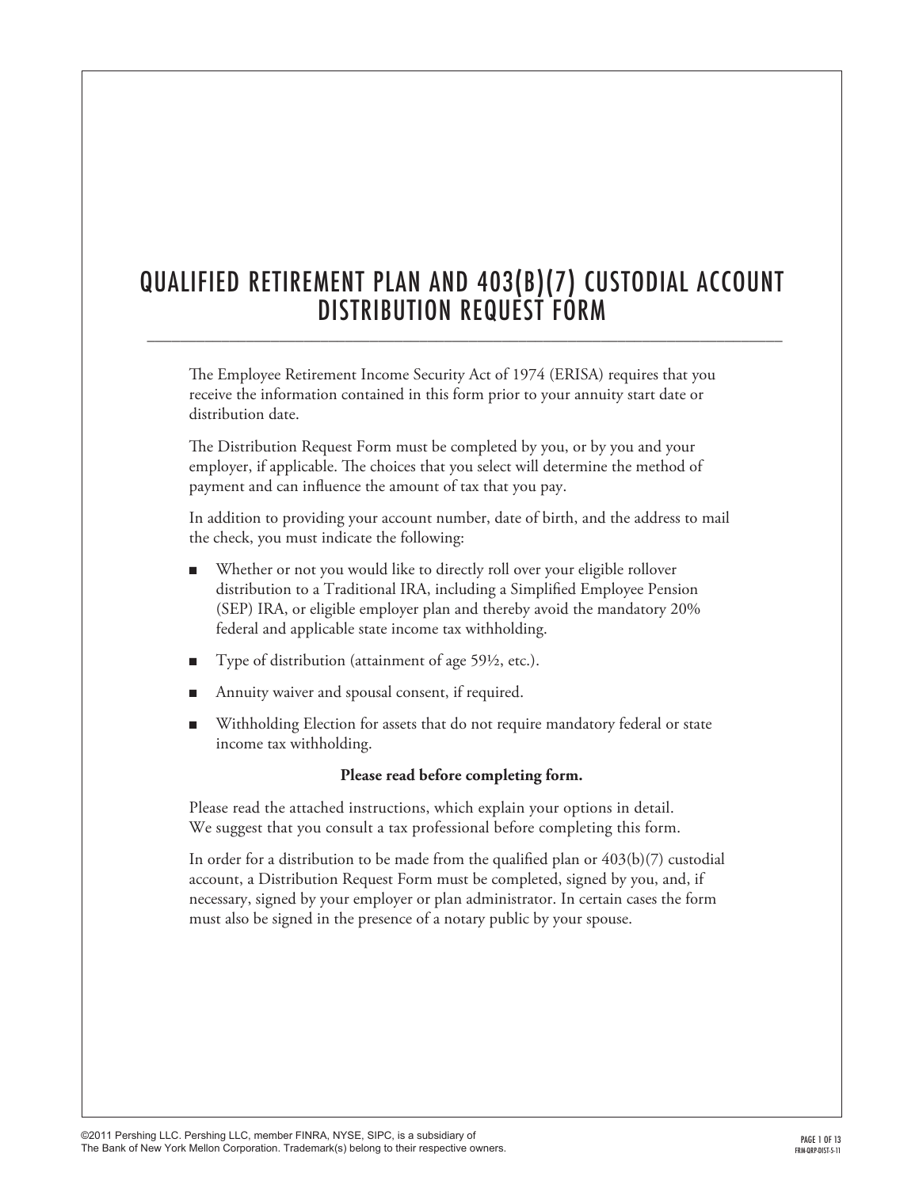# QUALIFIED RETIREMENT PLAN AND 403(B)(7) CUSTODIAL ACCOUNT DISTRIBUTION REQUEST FORM

The Employee Retirement Income Security Act of 1974 (ERISA) requires that you receive the information contained in this form prior to your annuity start date or distribution date.

The Distribution Request Form must be completed by you, or by you and your employer, if applicable. The choices that you select will determine the method of payment and can influence the amount of tax that you pay.

In addition to providing your account number, date of birth, and the address to mail the check, you must indicate the following:

- Whether or not you would like to directly roll over your eligible rollover distribution to a Traditional IRA, including a Simplified Employee Pension (SEP) IRA, or eligible employer plan and thereby avoid the mandatory 20% federal and applicable state income tax withholding.
- Type of distribution (attainment of age 59½, etc.).
- Annuity waiver and spousal consent, if required.
- Withholding Election for assets that do not require mandatory federal or state income tax withholding.

**Please read before completing form.**

Please read the attached instructions, which explain your options in detail. We suggest that you consult a tax professional before completing this form.

In order for a distribution to be made from the qualified plan or 403(b)(7) custodial account, a Distribution Request Form must be completed, signed by you, and, if necessary, signed by your employer or plan administrator. In certain cases the form must also be signed in the presence of a notary public by your spouse.

©2011 Pershing LLC. Pershing LLC, member FINRA, NYSE, SIPC, is a subsidiary of The Bank of New York Mellon Corporation. Trademark(s) belong to their respective owners.

FRM-QRP-DIST-5-11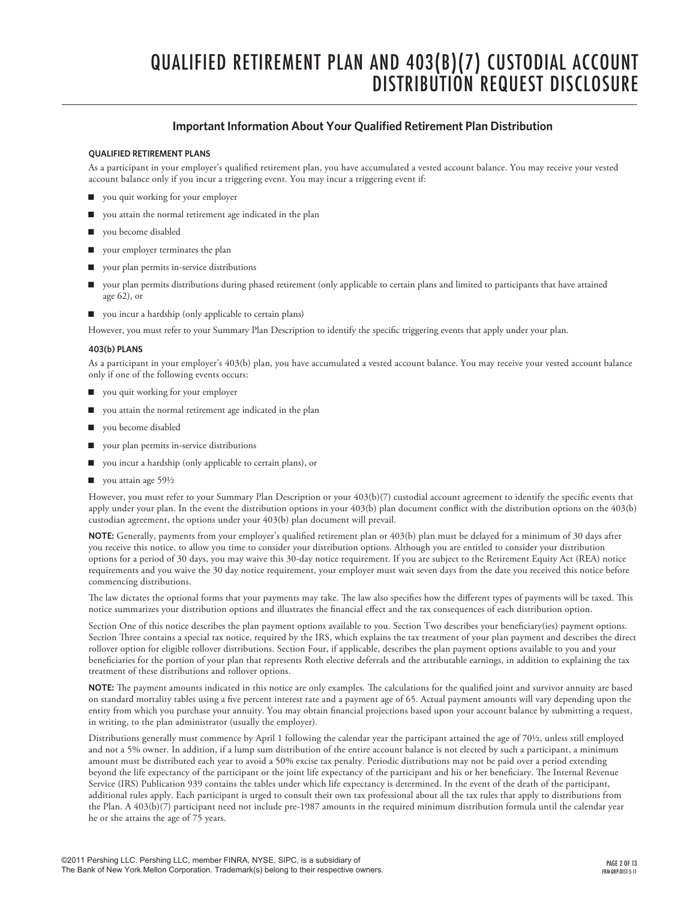# QUALIFIED RETIREMENT PLAN AND 403(B)(7) CUSTODIAL ACCOUNT DISTRIBUTION REQUEST DISCLOSURE

## Important Information About Your Qualified Retirement Plan Distribution

### QUALIFIED RETIREMENT PLANS

As a participant in your employer's qualified retirement plan, you have accumulated a vested account balance. You may receive your vested account balance only if you incur a triggering event. You may incur a triggering event if:

- you quit working for your employer
- you attain the normal retirement age indicated in the plan
- you become disabled
- your employer terminates the plan
- your plan permits in-service distributions
- your plan permits distributions during phased retirement (only applicable to certain plans and limited to participants that have attained age 62), or
- you incur a hardship (only applicable to certain plans)

However, you must refer to your Summary Plan Description to identify the specific triggering events that apply under your plan.

### 403(b) PLANS

As a participant in your employer's 403(b) plan, you have accumulated a vested account balance. You may receive your vested account balance only if one of the following events occurs:

- you quit working for your employer
- you attain the normal retirement age indicated in the plan
- you become disabled
- your plan permits in-service distributions
- you incur a hardship (only applicable to certain plans), or
- you attain age 59½

However, you must refer to your Summary Plan Description or your 403(b)(7) custodial account agreement to identify the specific events that apply under your plan. In the event the distribution options in your 403(b) plan document conflict with the distribution options on the 403(b) custodian agreement, the options under your 403(b) plan document will prevail.

**NOTE:** Generally, payments from your employer's qualified retirement plan or 403(b) plan must be delayed for a minimum of 30 days after you receive this notice, to allow you time to consider your distribution options. Although you are entitled to consider your distribution options for a period of 30 days, you may waive this 30-day notice requirement. If you are subject to the Retirement Equity Act (REA) notice requirements and you waive the 30 day notice requirement, your employer must wait seven days from the date you received this notice before commencing distributions.

The law dictates the optional forms that your payments may take. The law also specifies how the different types of payments will be taxed. This notice summarizes your distribution options and illustrates the financial effect and the tax consequences of each distribution option.

Section One of this notice describes the plan payment options available to you. Section Two describes your beneficiary(ies) payment options. Section Three contains a special tax notice, required by the IRS, which explains the tax treatment of your plan payment and describes the direct rollover option for eligible rollover distributions. Section Four, if applicable, describes the plan payment options available to you and your beneficiaries for the portion of your plan that represents Roth elective deferrals and the attributable earnings, in addition to explaining the tax treatment of these distributions and rollover options.

**NOTE:** The payment amounts indicated in this notice are only examples. The calculations for the qualified joint and survivor annuity are based on standard mortality tables using a five percent interest rate and a payment age of 65. Actual payment amounts will vary depending upon the entity from which you purchase your annuity. You may obtain financial projections based upon your account balance by submitting a request, in writing, to the plan administrator (usually the employer).

Distributions generally must commence by April 1 following the calendar year the participant attained the age of 70½, unless still employed and not a 5% owner. In addition, if a lump sum distribution of the entire account balance is not elected by such a participant, a minimum amount must be distributed each year to avoid a 50% excise tax penalty. Periodic distributions may not be paid over a period extending beyond the life expectancy of the participant or the joint life expectancy of the participant and his or her beneficiary. The Internal Revenue Service (IRS) Publication 939 contains the tables under which life expectancy is determined. In the event of the death of the participant, additional rules apply. Each participant is urged to consult their own tax professional about all the tax rules that apply to distributions from the Plan. A 403(b)(7) participant need not include pre-1987 amounts in the required minimum distribution formula until the calendar year he or she attains the age of 75 years.

©2011 Pershing LLC. Pershing LLC, member FINRA, NYSE, SIPC, is a subsidiary of The Bank of New York Mellon Corporation. Trademark(s) belong to their respective owners.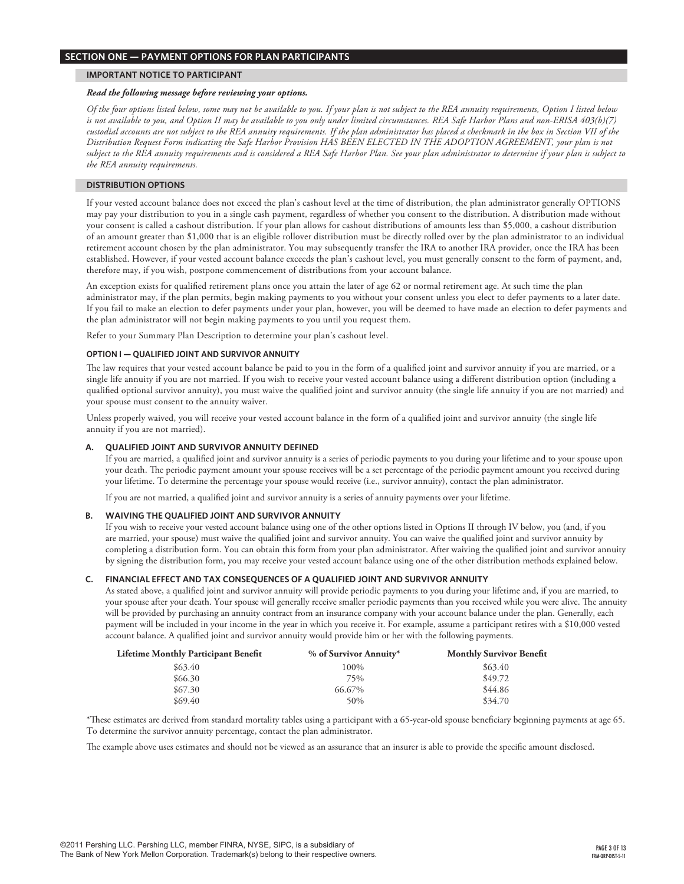## SECTION ONE — PAYMENT OPTIONS FOR PLAN PARTICIPANTS

### IMPORTANT NOTICE TO PARTICIPANT

***Read the following message before reviewing your options.***

*Of the four options listed below, some may not be available to you. If your plan is not subject to the REA annuity requirements, Option I listed below is not available to you, and Option II may be available to you only under limited circumstances. REA Safe Harbor Plans and non-ERISA 403(b)(7) custodial accounts are not subject to the REA annuity requirements. If the plan administrator has placed a checkmark in the box in Section VII of the Distribution Request Form indicating the Safe Harbor Provision HAS BEEN ELECTED IN THE ADOPTION AGREEMENT, your plan is not subject to the REA annuity requirements and is considered a REA Safe Harbor Plan. See your plan administrator to determine if your plan is subject to the REA annuity requirements.*

### DISTRIBUTION OPTIONS

If your vested account balance does not exceed the plan's cashout level at the time of distribution, the plan administrator generally OPTIONS may pay your distribution to you in a single cash payment, regardless of whether you consent to the distribution. A distribution made without your consent is called a cashout distribution. If your plan allows for cashout distributions of amounts less than $5,000, a cashout distribution of an amount greater than $1,000 that is an eligible rollover distribution must be directly rolled over by the plan administrator to an individual retirement account chosen by the plan administrator. You may subsequently transfer the IRA to another IRA provider, once the IRA has been established. However, if your vested account balance exceeds the plan's cashout level, you must generally consent to the form of payment, and, therefore may, if you wish, postpone commencement of distributions from your account balance.

An exception exists for qualified retirement plans once you attain the later of age 62 or normal retirement age. At such time the plan administrator may, if the plan permits, begin making payments to you without your consent unless you elect to defer payments to a later date. If you fail to make an election to defer payments under your plan, however, you will be deemed to have made an election to defer payments and the plan administrator will not begin making payments to you until you request them.

Refer to your Summary Plan Description to determine your plan's cashout level.

#### OPTION I — QUALIFIED JOINT AND SURVIVOR ANNUITY

The law requires that your vested account balance be paid to you in the form of a qualified joint and survivor annuity if you are married, or a single life annuity if you are not married. If you wish to receive your vested account balance using a different distribution option (including a qualified optional survivor annuity), you must waive the qualified joint and survivor annuity (the single life annuity if you are not married) and your spouse must consent to the annuity waiver.

Unless properly waived, you will receive your vested account balance in the form of a qualified joint and survivor annuity (the single life annuity if you are not married).

**A. QUALIFIED JOINT AND SURVIVOR ANNUITY DEFINED**

If you are married, a qualified joint and survivor annuity is a series of periodic payments to you during your lifetime and to your spouse upon your death. The periodic payment amount your spouse receives will be a set percentage of the periodic payment amount you received during your lifetime. To determine the percentage your spouse would receive (i.e., survivor annuity), contact the plan administrator.

If you are not married, a qualified joint and survivor annuity is a series of annuity payments over your lifetime.

**B. WAIVING THE QUALIFIED JOINT AND SURVIVOR ANNUITY**

If you wish to receive your vested account balance using one of the other options listed in Options II through IV below, you (and, if you are married, your spouse) must waive the qualified joint and survivor annuity. You can waive the qualified joint and survivor annuity by completing a distribution form. You can obtain this form from your plan administrator. After waiving the qualified joint and survivor annuity by signing the distribution form, you may receive your vested account balance using one of the other distribution methods explained below.

**C. FINANCIAL EFFECT AND TAX CONSEQUENCES OF A QUALIFIED JOINT AND SURVIVOR ANNUITY**

As stated above, a qualified joint and survivor annuity will provide periodic payments to you during your lifetime and, if you are married, to your spouse after your death. Your spouse will generally receive smaller periodic payments than you received while you were alive. The annuity will be provided by purchasing an annuity contract from an insurance company with your account balance under the plan. Generally, each payment will be included in your income in the year in which you receive it. For example, assume a participant retires with a $10,000 vested account balance. A qualified joint and survivor annuity would provide him or her with the following payments.

| Lifetime Monthly Participant Benefit | % of Survivor Annuity* | Monthly Survivor Benefit |
|---|---|---|
| $63.40 | 100% | $63.40 |
| $66.30 | 75% | $49.72 |
| $67.30 | 66.67% | $44.86 |
| $69.40 | 50% | $34.70 |

*These estimates are derived from standard mortality tables using a participant with a 65-year-old spouse beneficiary beginning payments at age 65. To determine the survivor annuity percentage, contact the plan administrator.

The example above uses estimates and should not be viewed as an assurance that an insurer is able to provide the specific amount disclosed.

©2011 Pershing LLC. Pershing LLC, member FINRA, NYSE, SIPC, is a subsidiary of The Bank of New York Mellon Corporation. Trademark(s) belong to their respective owners.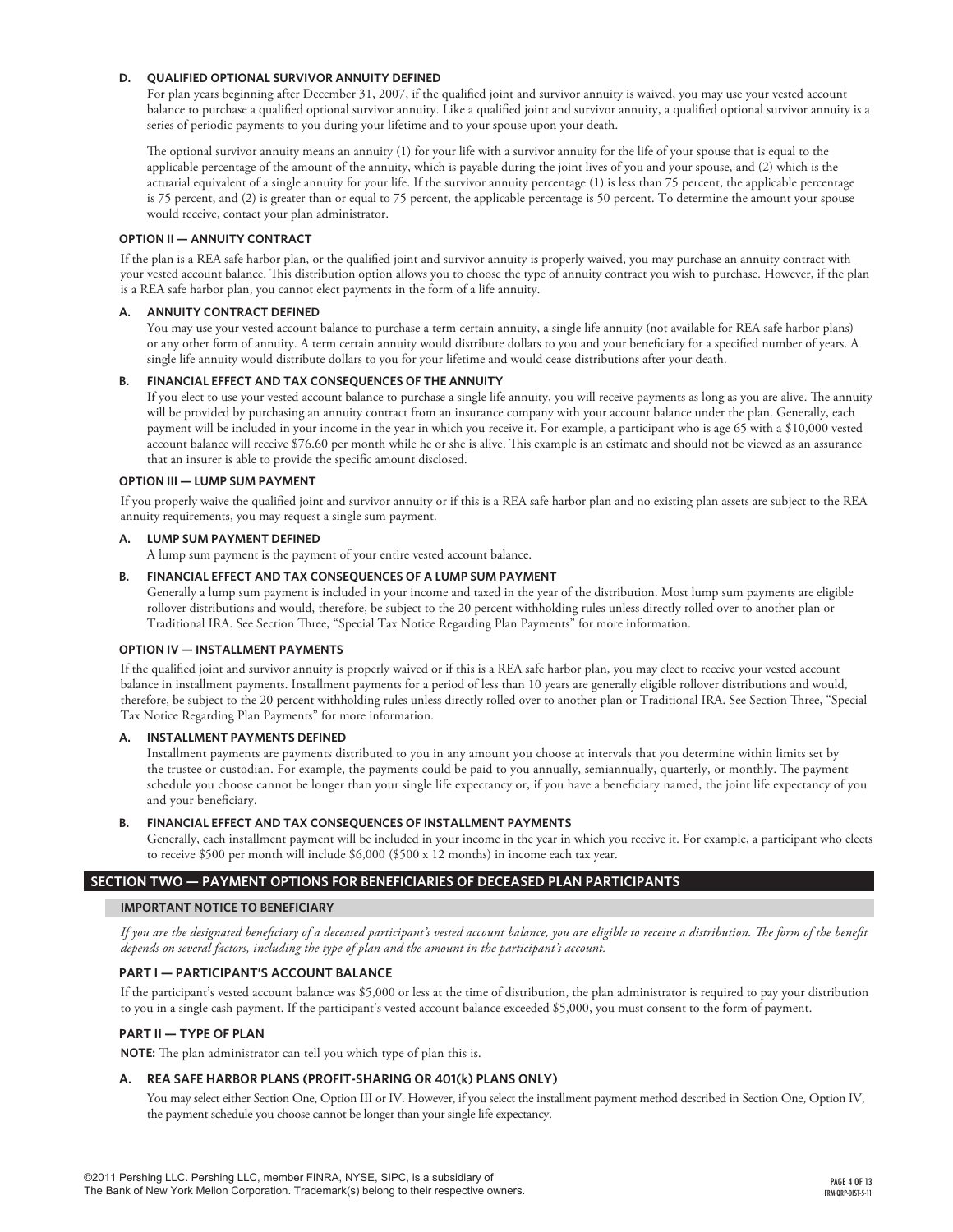#### D. QUALIFIED OPTIONAL SURVIVOR ANNUITY DEFINED

For plan years beginning after December 31, 2007, if the qualified joint and survivor annuity is waived, you may use your vested account balance to purchase a qualified optional survivor annuity. Like a qualified joint and survivor annuity, a qualified optional survivor annuity is a series of periodic payments to you during your lifetime and to your spouse upon your death.

The optional survivor annuity means an annuity (1) for your life with a survivor annuity for the life of your spouse that is equal to the applicable percentage of the amount of the annuity, which is payable during the joint lives of you and your spouse, and (2) which is the actuarial equivalent of a single annuity for your life. If the survivor annuity percentage (1) is less than 75 percent, the applicable percentage is 75 percent, and (2) is greater than or equal to 75 percent, the applicable percentage is 50 percent. To determine the amount your spouse would receive, contact your plan administrator.

### OPTION II — ANNUITY CONTRACT

If the plan is a REA safe harbor plan, or the qualified joint and survivor annuity is properly waived, you may purchase an annuity contract with your vested account balance. This distribution option allows you to choose the type of annuity contract you wish to purchase. However, if the plan is a REA safe harbor plan, you cannot elect payments in the form of a life annuity.

#### A. ANNUITY CONTRACT DEFINED

You may use your vested account balance to purchase a term certain annuity, a single life annuity (not available for REA safe harbor plans) or any other form of annuity. A term certain annuity would distribute dollars to you and your beneficiary for a specified number of years. A single life annuity would distribute dollars to you for your lifetime and would cease distributions after your death.

#### B. FINANCIAL EFFECT AND TAX CONSEQUENCES OF THE ANNUITY

If you elect to use your vested account balance to purchase a single life annuity, you will receive payments as long as you are alive. The annuity will be provided by purchasing an annuity contract from an insurance company with your account balance under the plan. Generally, each payment will be included in your income in the year in which you receive it. For example, a participant who is age 65 with a $10,000 vested account balance will receive $76.60 per month while he or she is alive. This example is an estimate and should not be viewed as an assurance that an insurer is able to provide the specific amount disclosed.

### OPTION III — LUMP SUM PAYMENT

If you properly waive the qualified joint and survivor annuity or if this is a REA safe harbor plan and no existing plan assets are subject to the REA annuity requirements, you may request a single sum payment.

#### A. LUMP SUM PAYMENT DEFINED

A lump sum payment is the payment of your entire vested account balance.

#### B. FINANCIAL EFFECT AND TAX CONSEQUENCES OF A LUMP SUM PAYMENT

Generally a lump sum payment is included in your income and taxed in the year of the distribution. Most lump sum payments are eligible rollover distributions and would, therefore, be subject to the 20 percent withholding rules unless directly rolled over to another plan or Traditional IRA. See Section Three, "Special Tax Notice Regarding Plan Payments" for more information.

### OPTION IV — INSTALLMENT PAYMENTS

If the qualified joint and survivor annuity is properly waived or if this is a REA safe harbor plan, you may elect to receive your vested account balance in installment payments. Installment payments for a period of less than 10 years are generally eligible rollover distributions and would, therefore, be subject to the 20 percent withholding rules unless directly rolled over to another plan or Traditional IRA. See Section Three, "Special Tax Notice Regarding Plan Payments" for more information.

#### A. INSTALLMENT PAYMENTS DEFINED

Installment payments are payments distributed to you in any amount you choose at intervals that you determine within limits set by the trustee or custodian. For example, the payments could be paid to you annually, semiannually, quarterly, or monthly. The payment schedule you choose cannot be longer than your single life expectancy or, if you have a beneficiary named, the joint life expectancy of you and your beneficiary.

#### B. FINANCIAL EFFECT AND TAX CONSEQUENCES OF INSTALLMENT PAYMENTS

Generally, each installment payment will be included in your income in the year in which you receive it. For example, a participant who elects to receive $500 per month will include $6,000 ($500 x 12 months) in income each tax year.

## SECTION TWO — PAYMENT OPTIONS FOR BENEFICIARIES OF DECEASED PLAN PARTICIPANTS

### IMPORTANT NOTICE TO BENEFICIARY

*If you are the designated beneficiary of a deceased participant's vested account balance, you are eligible to receive a distribution. The form of the benefit depends on several factors, including the type of plan and the amount in the participant's account.*

### PART I — PARTICIPANT'S ACCOUNT BALANCE

If the participant's vested account balance was $5,000 or less at the time of distribution, the plan administrator is required to pay your distribution to you in a single cash payment. If the participant's vested account balance exceeded $5,000, you must consent to the form of payment.

### PART II — TYPE OF PLAN

**NOTE:** The plan administrator can tell you which type of plan this is.

#### A. REA SAFE HARBOR PLANS (PROFIT-SHARING OR 401(k) PLANS ONLY)

You may select either Section One, Option III or IV. However, if you select the installment payment method described in Section One, Option IV, the payment schedule you choose cannot be longer than your single life expectancy.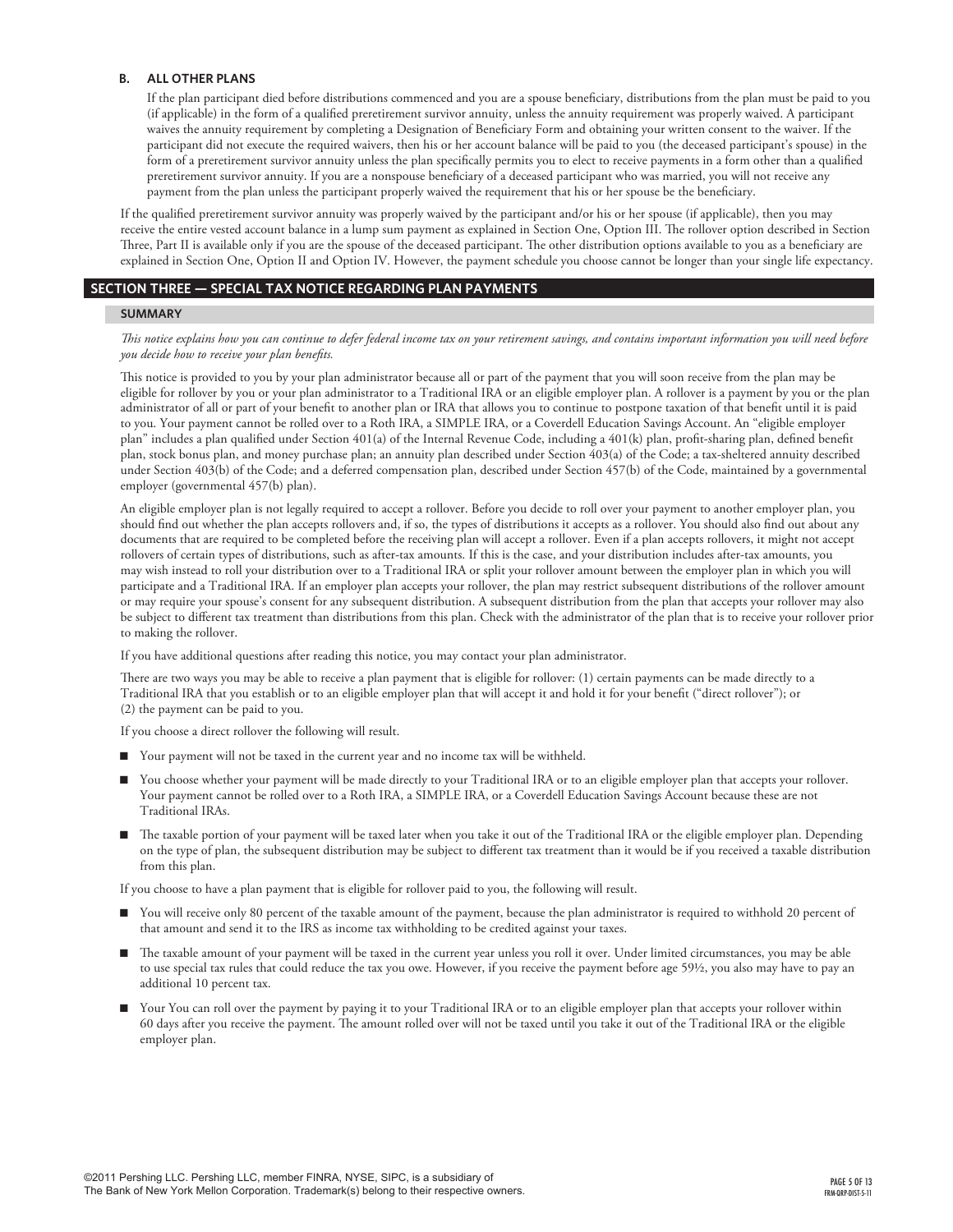### B. ALL OTHER PLANS

If the plan participant died before distributions commenced and you are a spouse beneficiary, distributions from the plan must be paid to you (if applicable) in the form of a qualified preretirement survivor annuity, unless the annuity requirement was properly waived. A participant waives the annuity requirement by completing a Designation of Beneficiary Form and obtaining your written consent to the waiver. If the participant did not execute the required waivers, then his or her account balance will be paid to you (the deceased participant's spouse) in the form of a preretirement survivor annuity unless the plan specifically permits you to elect to receive payments in a form other than a qualified preretirement survivor annuity. If you are a nonspouse beneficiary of a deceased participant who was married, you will not receive any payment from the plan unless the participant properly waived the requirement that his or her spouse be the beneficiary.

If the qualified preretirement survivor annuity was properly waived by the participant and/or his or her spouse (if applicable), then you may receive the entire vested account balance in a lump sum payment as explained in Section One, Option III. The rollover option described in Section Three, Part II is available only if you are the spouse of the deceased participant. The other distribution options available to you as a beneficiary are explained in Section One, Option II and Option IV. However, the payment schedule you choose cannot be longer than your single life expectancy.

## SECTION THREE — SPECIAL TAX NOTICE REGARDING PLAN PAYMENTS

### SUMMARY

*This notice explains how you can continue to defer federal income tax on your retirement savings, and contains important information you will need before you decide how to receive your plan benefits.*

This notice is provided to you by your plan administrator because all or part of the payment that you will soon receive from the plan may be eligible for rollover by you or your plan administrator to a Traditional IRA or an eligible employer plan. A rollover is a payment by you or the plan administrator of all or part of your benefit to another plan or IRA that allows you to continue to postpone taxation of that benefit until it is paid to you. Your payment cannot be rolled over to a Roth IRA, a SIMPLE IRA, or a Coverdell Education Savings Account. An "eligible employer plan" includes a plan qualified under Section 401(a) of the Internal Revenue Code, including a 401(k) plan, profit-sharing plan, defined benefit plan, stock bonus plan, and money purchase plan; an annuity plan described under Section 403(a) of the Code; a tax-sheltered annuity described under Section 403(b) of the Code; and a deferred compensation plan, described under Section 457(b) of the Code, maintained by a governmental employer (governmental 457(b) plan).

An eligible employer plan is not legally required to accept a rollover. Before you decide to roll over your payment to another employer plan, you should find out whether the plan accepts rollovers and, if so, the types of distributions it accepts as a rollover. You should also find out about any documents that are required to be completed before the receiving plan will accept a rollover. Even if a plan accepts rollovers, it might not accept rollovers of certain types of distributions, such as after-tax amounts. If this is the case, and your distribution includes after-tax amounts, you may wish instead to roll your distribution over to a Traditional IRA or split your rollover amount between the employer plan in which you will participate and a Traditional IRA. If an employer plan accepts your rollover, the plan may restrict subsequent distributions of the rollover amount or may require your spouse's consent for any subsequent distribution. A subsequent distribution from the plan that accepts your rollover may also be subject to different tax treatment than distributions from this plan. Check with the administrator of the plan that is to receive your rollover prior to making the rollover.

If you have additional questions after reading this notice, you may contact your plan administrator.

There are two ways you may be able to receive a plan payment that is eligible for rollover: (1) certain payments can be made directly to a Traditional IRA that you establish or to an eligible employer plan that will accept it and hold it for your benefit ("direct rollover"); or (2) the payment can be paid to you.

If you choose a direct rollover the following will result.

- Your payment will not be taxed in the current year and no income tax will be withheld.
- You choose whether your payment will be made directly to your Traditional IRA or to an eligible employer plan that accepts your rollover. Your payment cannot be rolled over to a Roth IRA, a SIMPLE IRA, or a Coverdell Education Savings Account because these are not Traditional IRAs.
- The taxable portion of your payment will be taxed later when you take it out of the Traditional IRA or the eligible employer plan. Depending on the type of plan, the subsequent distribution may be subject to different tax treatment than it would be if you received a taxable distribution from this plan.

If you choose to have a plan payment that is eligible for rollover paid to you, the following will result.

- You will receive only 80 percent of the taxable amount of the payment, because the plan administrator is required to withhold 20 percent of that amount and send it to the IRS as income tax withholding to be credited against your taxes.
- The taxable amount of your payment will be taxed in the current year unless you roll it over. Under limited circumstances, you may be able to use special tax rules that could reduce the tax you owe. However, if you receive the payment before age 59½, you also may have to pay an additional 10 percent tax.
- Your You can roll over the payment by paying it to your Traditional IRA or to an eligible employer plan that accepts your rollover within 60 days after you receive the payment. The amount rolled over will not be taxed until you take it out of the Traditional IRA or the eligible employer plan.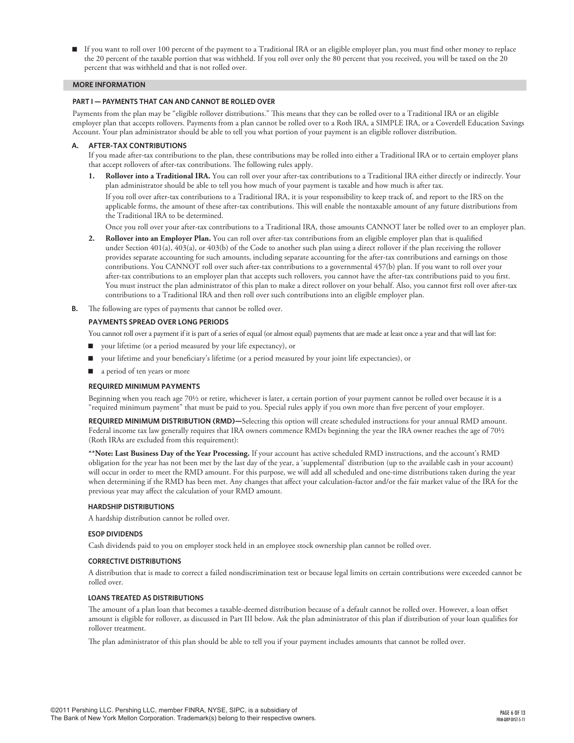- If you want to roll over 100 percent of the payment to a Traditional IRA or an eligible employer plan, you must find other money to replace the 20 percent of the taxable portion that was withheld. If you roll over only the 80 percent that you received, you will be taxed on the 20 percent that was withheld and that is not rolled over.

## MORE INFORMATION

### PART I — PAYMENTS THAT CAN AND CANNOT BE ROLLED OVER

Payments from the plan may be "eligible rollover distributions." This means that they can be rolled over to a Traditional IRA or an eligible employer plan that accepts rollovers. Payments from a plan cannot be rolled over to a Roth IRA, a SIMPLE IRA, or a Coverdell Education Savings Account. Your plan administrator should be able to tell you what portion of your payment is an eligible rollover distribution.

**A. AFTER-TAX CONTRIBUTIONS**

If you made after-tax contributions to the plan, these contributions may be rolled into either a Traditional IRA or to certain employer plans that accept rollovers of after-tax contributions. The following rules apply.

1. **Rollover into a Traditional IRA.** You can roll over your after-tax contributions to a Traditional IRA either directly or indirectly. Your plan administrator should be able to tell you how much of your payment is taxable and how much is after tax.

   If you roll over after-tax contributions to a Traditional IRA, it is your responsibility to keep track of, and report to the IRS on the applicable forms, the amount of these after-tax contributions. This will enable the nontaxable amount of any future distributions from the Traditional IRA to be determined.

   Once you roll over your after-tax contributions to a Traditional IRA, those amounts CANNOT later be rolled over to an employer plan.

2. **Rollover into an Employer Plan.** You can roll over after-tax contributions from an eligible employer plan that is qualified under Section 401(a), 403(a), or 403(b) of the Code to another such plan using a direct rollover if the plan receiving the rollover provides separate accounting for such amounts, including separate accounting for the after-tax contributions and earnings on those contributions. You CANNOT roll over such after-tax contributions to a governmental 457(b) plan. If you want to roll over your after-tax contributions to an employer plan that accepts such rollovers, you cannot have the after-tax contributions paid to you first. You must instruct the plan administrator of this plan to make a direct rollover on your behalf. Also, you cannot first roll over after-tax contributions to a Traditional IRA and then roll over such contributions into an eligible employer plan.

**B.** The following are types of payments that cannot be rolled over.

#### PAYMENTS SPREAD OVER LONG PERIODS

You cannot roll over a payment if it is part of a series of equal (or almost equal) payments that are made at least once a year and that will last for:

- your lifetime (or a period measured by your life expectancy), or
- your lifetime and your beneficiary's lifetime (or a period measured by your joint life expectancies), or
- a period of ten years or more

#### REQUIRED MINIMUM PAYMENTS

Beginning when you reach age 70½ or retire, whichever is later, a certain portion of your payment cannot be rolled over because it is a "required minimum payment" that must be paid to you. Special rules apply if you own more than five percent of your employer.

**REQUIRED MINIMUM DISTRIBUTION (RMD)—**Selecting this option will create scheduled instructions for your annual RMD amount. Federal income tax law generally requires that IRA owners commence RMDs beginning the year the IRA owner reaches the age of 70½ (Roth IRAs are excluded from this requirement):

**\*\*Note: Last Business Day of the Year Processing.** If your account has active scheduled RMD instructions, and the account's RMD obligation for the year has not been met by the last day of the year, a 'supplemental' distribution (up to the available cash in your account) will occur in order to meet the RMD amount. For this purpose, we will add all scheduled and one-time distributions taken during the year when determining if the RMD has been met. Any changes that affect your calculation-factor and/or the fair market value of the IRA for the previous year may affect the calculation of your RMD amount.

#### HARDSHIP DISTRIBUTIONS

A hardship distribution cannot be rolled over.

#### ESOP DIVIDENDS

Cash dividends paid to you on employer stock held in an employee stock ownership plan cannot be rolled over.

#### CORRECTIVE DISTRIBUTIONS

A distribution that is made to correct a failed nondiscrimination test or because legal limits on certain contributions were exceeded cannot be rolled over.

#### LOANS TREATED AS DISTRIBUTIONS

The amount of a plan loan that becomes a taxable-deemed distribution because of a default cannot be rolled over. However, a loan offset amount is eligible for rollover, as discussed in Part III below. Ask the plan administrator of this plan if distribution of your loan qualifies for rollover treatment.

The plan administrator of this plan should be able to tell you if your payment includes amounts that cannot be rolled over.

©2011 Pershing LLC. Pershing LLC, member FINRA, NYSE, SIPC, is a subsidiary of The Bank of New York Mellon Corporation. Trademark(s) belong to their respective owners.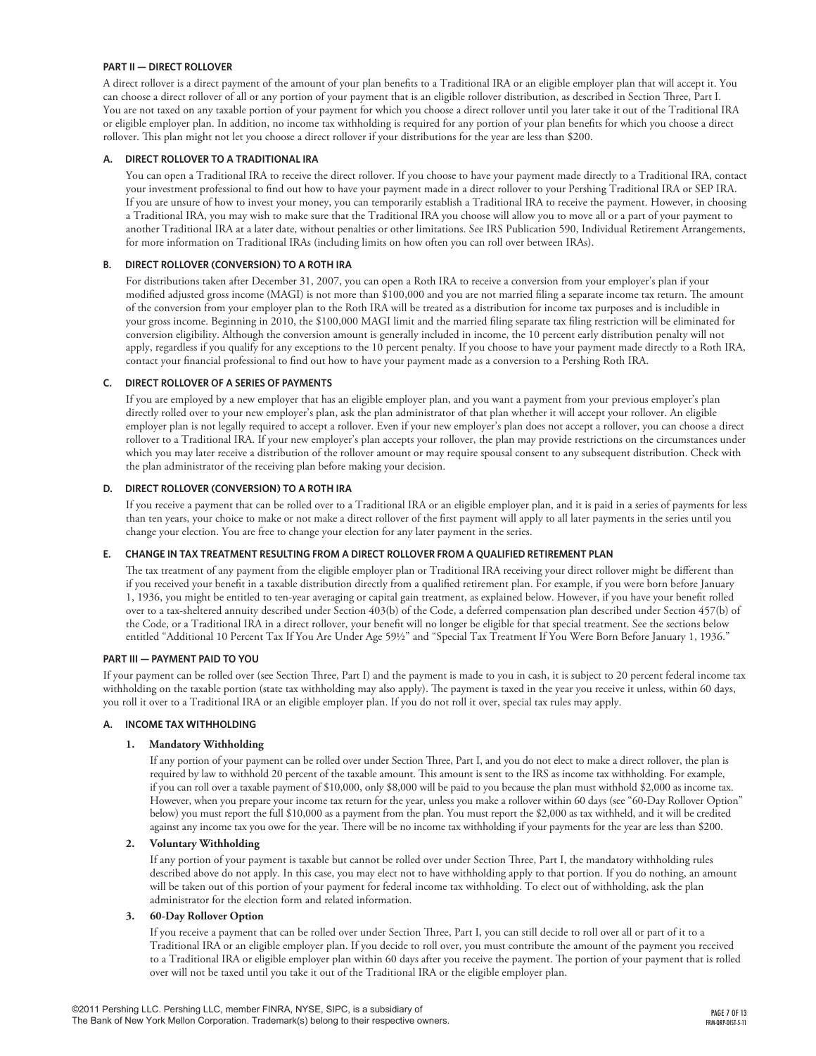## PART II — DIRECT ROLLOVER

A direct rollover is a direct payment of the amount of your plan benefits to a Traditional IRA or an eligible employer plan that will accept it. You can choose a direct rollover of all or any portion of your payment that is an eligible rollover distribution, as described in Section Three, Part I. You are not taxed on any taxable portion of your payment for which you choose a direct rollover until you later take it out of the Traditional IRA or eligible employer plan. In addition, no income tax withholding is required for any portion of your plan benefits for which you choose a direct rollover. This plan might not let you choose a direct rollover if your distributions for the year are less than $200.

### A. DIRECT ROLLOVER TO A TRADITIONAL IRA

You can open a Traditional IRA to receive the direct rollover. If you choose to have your payment made directly to a Traditional IRA, contact your investment professional to find out how to have your payment made in a direct rollover to your Pershing Traditional IRA or SEP IRA. If you are unsure of how to invest your money, you can temporarily establish a Traditional IRA to receive the payment. However, in choosing a Traditional IRA, you may wish to make sure that the Traditional IRA you choose will allow you to move all or a part of your payment to another Traditional IRA at a later date, without penalties or other limitations. See IRS Publication 590, Individual Retirement Arrangements, for more information on Traditional IRAs (including limits on how often you can roll over between IRAs).

### B. DIRECT ROLLOVER (CONVERSION) TO A ROTH IRA

For distributions taken after December 31, 2007, you can open a Roth IRA to receive a conversion from your employer's plan if your modified adjusted gross income (MAGI) is not more than $100,000 and you are not married filing a separate income tax return. The amount of the conversion from your employer plan to the Roth IRA will be treated as a distribution for income tax purposes and is includible in your gross income. Beginning in 2010, the $100,000 MAGI limit and the married filing separate tax filing restriction will be eliminated for conversion eligibility. Although the conversion amount is generally included in income, the 10 percent early distribution penalty will not apply, regardless if you qualify for any exceptions to the 10 percent penalty. If you choose to have your payment made directly to a Roth IRA, contact your financial professional to find out how to have your payment made as a conversion to a Pershing Roth IRA.

### C. DIRECT ROLLOVER OF A SERIES OF PAYMENTS

If you are employed by a new employer that has an eligible employer plan, and you want a payment from your previous employer's plan directly rolled over to your new employer's plan, ask the plan administrator of that plan whether it will accept your rollover. An eligible employer plan is not legally required to accept a rollover. Even if your new employer's plan does not accept a rollover, you can choose a direct rollover to a Traditional IRA. If your new employer's plan accepts your rollover, the plan may provide restrictions on the circumstances under which you may later receive a distribution of the rollover amount or may require spousal consent to any subsequent distribution. Check with the plan administrator of the receiving plan before making your decision.

### D. DIRECT ROLLOVER (CONVERSION) TO A ROTH IRA

If you receive a payment that can be rolled over to a Traditional IRA or an eligible employer plan, and it is paid in a series of payments for less than ten years, your choice to make or not make a direct rollover of the first payment will apply to all later payments in the series until you change your election. You are free to change your election for any later payment in the series.

### E. CHANGE IN TAX TREATMENT RESULTING FROM A DIRECT ROLLOVER FROM A QUALIFIED RETIREMENT PLAN

The tax treatment of any payment from the eligible employer plan or Traditional IRA receiving your direct rollover might be different than if you received your benefit in a taxable distribution directly from a qualified retirement plan. For example, if you were born before January 1, 1936, you might be entitled to ten-year averaging or capital gain treatment, as explained below. However, if you have your benefit rolled over to a tax-sheltered annuity described under Section 403(b) of the Code, a deferred compensation plan described under Section 457(b) of the Code, or a Traditional IRA in a direct rollover, your benefit will no longer be eligible for that special treatment. See the sections below entitled "Additional 10 Percent Tax If You Are Under Age 59½" and "Special Tax Treatment If You Were Born Before January 1, 1936."

## PART III — PAYMENT PAID TO YOU

If your payment can be rolled over (see Section Three, Part I) and the payment is made to you in cash, it is subject to 20 percent federal income tax withholding on the taxable portion (state tax withholding may also apply). The payment is taxed in the year you receive it unless, within 60 days, you roll it over to a Traditional IRA or an eligible employer plan. If you do not roll it over, special tax rules may apply.

### A. INCOME TAX WITHHOLDING

#### 1. Mandatory Withholding

If any portion of your payment can be rolled over under Section Three, Part I, and you do not elect to make a direct rollover, the plan is required by law to withhold 20 percent of the taxable amount. This amount is sent to the IRS as income tax withholding. For example, if you can roll over a taxable payment of $10,000, only $8,000 will be paid to you because the plan must withhold $2,000 as income tax. However, when you prepare your income tax return for the year, unless you make a rollover within 60 days (see "60-Day Rollover Option" below) you must report the full $10,000 as a payment from the plan. You must report the $2,000 as tax withheld, and it will be credited against any income tax you owe for the year. There will be no income tax withholding if your payments for the year are less than $200.

#### 2. Voluntary Withholding

If any portion of your payment is taxable but cannot be rolled over under Section Three, Part I, the mandatory withholding rules described above do not apply. In this case, you may elect not to have withholding apply to that portion. If you do nothing, an amount will be taken out of this portion of your payment for federal income tax withholding. To elect out of withholding, ask the plan administrator for the election form and related information.

#### 3. 60-Day Rollover Option

If you receive a payment that can be rolled over under Section Three, Part I, you can still decide to roll over all or part of it to a Traditional IRA or an eligible employer plan. If you decide to roll over, you must contribute the amount of the payment you received to a Traditional IRA or eligible employer plan within 60 days after you receive the payment. The portion of your payment that is rolled over will not be taxed until you take it out of the Traditional IRA or the eligible employer plan.

©2011 Pershing LLC. Pershing LLC, member FINRA, NYSE, SIPC, is a subsidiary of The Bank of New York Mellon Corporation. Trademark(s) belong to their respective owners.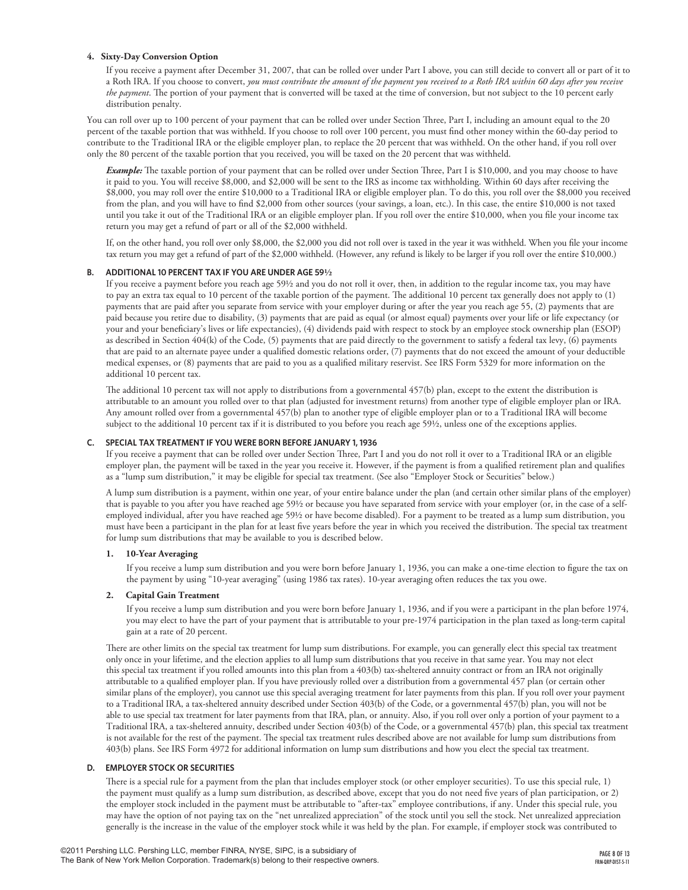**4. Sixty-Day Conversion Option**

If you receive a payment after December 31, 2007, that can be rolled over under Part I above, you can still decide to convert all or part of it to a Roth IRA. If you choose to convert, *you must contribute the amount of the payment you received to a Roth IRA within 60 days after you receive the payment*. The portion of your payment that is converted will be taxed at the time of conversion, but not subject to the 10 percent early distribution penalty.

You can roll over up to 100 percent of your payment that can be rolled over under Section Three, Part I, including an amount equal to the 20 percent of the taxable portion that was withheld. If you choose to roll over 100 percent, you must find other money within the 60-day period to contribute to the Traditional IRA or the eligible employer plan, to replace the 20 percent that was withheld. On the other hand, if you roll over only the 80 percent of the taxable portion that you received, you will be taxed on the 20 percent that was withheld.

***Example:*** The taxable portion of your payment that can be rolled over under Section Three, Part I is $10,000, and you may choose to have it paid to you. You will receive $8,000, and $2,000 will be sent to the IRS as income tax withholding. Within 60 days after receiving the $8,000, you may roll over the entire $10,000 to a Traditional IRA or eligible employer plan. To do this, you roll over the $8,000 you received from the plan, and you will have to find $2,000 from other sources (your savings, a loan, etc.). In this case, the entire $10,000 is not taxed until you take it out of the Traditional IRA or an eligible employer plan. If you roll over the entire $10,000, when you file your income tax return you may get a refund of part or all of the $2,000 withheld.

If, on the other hand, you roll over only $8,000, the $2,000 you did not roll over is taxed in the year it was withheld. When you file your income tax return you may get a refund of part of the $2,000 withheld. (However, any refund is likely to be larger if you roll over the entire $10,000.)

### B. ADDITIONAL 10 PERCENT TAX IF YOU ARE UNDER AGE 59½

If you receive a payment before you reach age 59½ and you do not roll it over, then, in addition to the regular income tax, you may have to pay an extra tax equal to 10 percent of the taxable portion of the payment. The additional 10 percent tax generally does not apply to (1) payments that are paid after you separate from service with your employer during or after the year you reach age 55, (2) payments that are paid because you retire due to disability, (3) payments that are paid as equal (or almost equal) payments over your life or life expectancy (or your and your beneficiary's lives or life expectancies), (4) dividends paid with respect to stock by an employee stock ownership plan (ESOP) as described in Section 404(k) of the Code, (5) payments that are paid directly to the government to satisfy a federal tax levy, (6) payments that are paid to an alternate payee under a qualified domestic relations order, (7) payments that do not exceed the amount of your deductible medical expenses, or (8) payments that are paid to you as a qualified military reservist. See IRS Form 5329 for more information on the additional 10 percent tax.

The additional 10 percent tax will not apply to distributions from a governmental 457(b) plan, except to the extent the distribution is attributable to an amount you rolled over to that plan (adjusted for investment returns) from another type of eligible employer plan or IRA. Any amount rolled over from a governmental 457(b) plan to another type of eligible employer plan or to a Traditional IRA will become subject to the additional 10 percent tax if it is distributed to you before you reach age 59½, unless one of the exceptions applies.

### C. SPECIAL TAX TREATMENT IF YOU WERE BORN BEFORE JANUARY 1, 1936

If you receive a payment that can be rolled over under Section Three, Part I and you do not roll it over to a Traditional IRA or an eligible employer plan, the payment will be taxed in the year you receive it. However, if the payment is from a qualified retirement plan and qualifies as a "lump sum distribution," it may be eligible for special tax treatment. (See also "Employer Stock or Securities" below.)

A lump sum distribution is a payment, within one year, of your entire balance under the plan (and certain other similar plans of the employer) that is payable to you after you have reached age 59½ or because you have separated from service with your employer (or, in the case of a self-employed individual, after you have reached age 59½ or have become disabled). For a payment to be treated as a lump sum distribution, you must have been a participant in the plan for at least five years before the year in which you received the distribution. The special tax treatment for lump sum distributions that may be available to you is described below.

**1. 10-Year Averaging**

If you receive a lump sum distribution and you were born before January 1, 1936, you can make a one-time election to figure the tax on the payment by using "10-year averaging" (using 1986 tax rates). 10-year averaging often reduces the tax you owe.

**2. Capital Gain Treatment**

If you receive a lump sum distribution and you were born before January 1, 1936, and if you were a participant in the plan before 1974, you may elect to have the part of your payment that is attributable to your pre-1974 participation in the plan taxed as long-term capital gain at a rate of 20 percent.

There are other limits on the special tax treatment for lump sum distributions. For example, you can generally elect this special tax treatment only once in your lifetime, and the election applies to all lump sum distributions that you receive in that same year. You may not elect this special tax treatment if you rolled amounts into this plan from a 403(b) tax-sheltered annuity contract or from an IRA not originally attributable to a qualified employer plan. If you have previously rolled over a distribution from a governmental 457 plan (or certain other similar plans of the employer), you cannot use this special averaging treatment for later payments from this plan. If you roll over your payment to a Traditional IRA, a tax-sheltered annuity described under Section 403(b) of the Code, or a governmental 457(b) plan, you will not be able to use special tax treatment for later payments from that IRA, plan, or annuity. Also, if you roll over only a portion of your payment to a Traditional IRA, a tax-sheltered annuity, described under Section 403(b) of the Code, or a governmental 457(b) plan, this special tax treatment is not available for the rest of the payment. The special tax treatment rules described above are not available for lump sum distributions from 403(b) plans. See IRS Form 4972 for additional information on lump sum distributions and how you elect the special tax treatment.

### D. EMPLOYER STOCK OR SECURITIES

There is a special rule for a payment from the plan that includes employer stock (or other employer securities). To use this special rule, 1) the payment must qualify as a lump sum distribution, as described above, except that you do not need five years of plan participation, or 2) the employer stock included in the payment must be attributable to "after-tax" employee contributions, if any. Under this special rule, you may have the option of not paying tax on the "net unrealized appreciation" of the stock until you sell the stock. Net unrealized appreciation generally is the increase in the value of the employer stock while it was held by the plan. For example, if employer stock was contributed to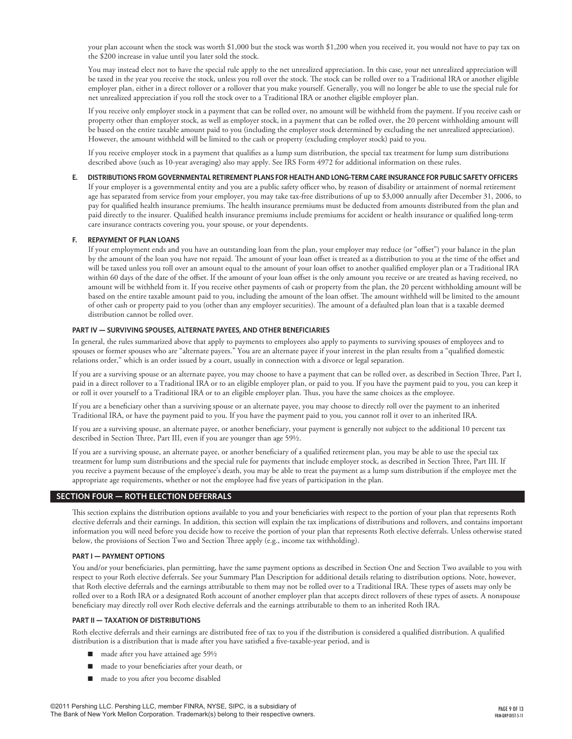your plan account when the stock was worth $1,000 but the stock was worth $1,200 when you received it, you would not have to pay tax on the $200 increase in value until you later sold the stock.

You may instead elect not to have the special rule apply to the net unrealized appreciation. In this case, your net unrealized appreciation will be taxed in the year you receive the stock, unless you roll over the stock. The stock can be rolled over to a Traditional IRA or another eligible employer plan, either in a direct rollover or a rollover that you make yourself. Generally, you will no longer be able to use the special rule for net unrealized appreciation if you roll the stock over to a Traditional IRA or another eligible employer plan.

If you receive only employer stock in a payment that can be rolled over, no amount will be withheld from the payment. If you receive cash or property other than employer stock, as well as employer stock, in a payment that can be rolled over, the 20 percent withholding amount will be based on the entire taxable amount paid to you (including the employer stock determined by excluding the net unrealized appreciation). However, the amount withheld will be limited to the cash or property (excluding employer stock) paid to you.

If you receive employer stock in a payment that qualifies as a lump sum distribution, the special tax treatment for lump sum distributions described above (such as 10-year averaging) also may apply. See IRS Form 4972 for additional information on these rules.

**E. DISTRIBUTIONS FROM GOVERNMENTAL RETIREMENT PLANS FOR HEALTH AND LONG-TERM CARE INSURANCE FOR PUBLIC SAFETY OFFICERS**

If your employer is a governmental entity and you are a public safety officer who, by reason of disability or attainment of normal retirement age has separated from service from your employer, you may take tax-free distributions of up to $3,000 annually after December 31, 2006, to pay for qualified health insurance premiums. The health insurance premiums must be deducted from amounts distributed from the plan and paid directly to the insurer. Qualified health insurance premiums include premiums for accident or health insurance or qualified long-term care insurance contracts covering you, your spouse, or your dependents.

**F. REPAYMENT OF PLAN LOANS**

If your employment ends and you have an outstanding loan from the plan, your employer may reduce (or "offset") your balance in the plan by the amount of the loan you have not repaid. The amount of your loan offset is treated as a distribution to you at the time of the offset and will be taxed unless you roll over an amount equal to the amount of your loan offset to another qualified employer plan or a Traditional IRA within 60 days of the date of the offset. If the amount of your loan offset is the only amount you receive or are treated as having received, no amount will be withheld from it. If you receive other payments of cash or property from the plan, the 20 percent withholding amount will be based on the entire taxable amount paid to you, including the amount of the loan offset. The amount withheld will be limited to the amount of other cash or property paid to you (other than any employer securities). The amount of a defaulted plan loan that is a taxable deemed distribution cannot be rolled over.

### PART IV — SURVIVING SPOUSES, ALTERNATE PAYEES, AND OTHER BENEFICIARIES

In general, the rules summarized above that apply to payments to employees also apply to payments to surviving spouses of employees and to spouses or former spouses who are "alternate payees." You are an alternate payee if your interest in the plan results from a "qualified domestic relations order," which is an order issued by a court, usually in connection with a divorce or legal separation.

If you are a surviving spouse or an alternate payee, you may choose to have a payment that can be rolled over, as described in Section Three, Part I, paid in a direct rollover to a Traditional IRA or to an eligible employer plan, or paid to you. If you have the payment paid to you, you can keep it or roll it over yourself to a Traditional IRA or to an eligible employer plan. Thus, you have the same choices as the employee.

If you are a beneficiary other than a surviving spouse or an alternate payee, you may choose to directly roll over the payment to an inherited Traditional IRA, or have the payment paid to you. If you have the payment paid to you, you cannot roll it over to an inherited IRA.

If you are a surviving spouse, an alternate payee, or another beneficiary, your payment is generally not subject to the additional 10 percent tax described in Section Three, Part III, even if you are younger than age 59½.

If you are a surviving spouse, an alternate payee, or another beneficiary of a qualified retirement plan, you may be able to use the special tax treatment for lump sum distributions and the special rule for payments that include employer stock, as described in Section Three, Part III. If you receive a payment because of the employee's death, you may be able to treat the payment as a lump sum distribution if the employee met the appropriate age requirements, whether or not the employee had five years of participation in the plan.

## SECTION FOUR — ROTH ELECTION DEFERRALS

This section explains the distribution options available to you and your beneficiaries with respect to the portion of your plan that represents Roth elective deferrals and their earnings. In addition, this section will explain the tax implications of distributions and rollovers, and contains important information you will need before you decide how to receive the portion of your plan that represents Roth elective deferrals. Unless otherwise stated below, the provisions of Section Two and Section Three apply (e.g., income tax withholding).

### PART I — PAYMENT OPTIONS

You and/or your beneficiaries, plan permitting, have the same payment options as described in Section One and Section Two available to you with respect to your Roth elective deferrals. See your Summary Plan Description for additional details relating to distribution options. Note, however, that Roth elective deferrals and the earnings attributable to them may not be rolled over to a Traditional IRA. These types of assets may only be rolled over to a Roth IRA or a designated Roth account of another employer plan that accepts direct rollovers of these types of assets. A nonspouse beneficiary may directly roll over Roth elective deferrals and the earnings attributable to them to an inherited Roth IRA.

### PART II — TAXATION OF DISTRIBUTIONS

Roth elective deferrals and their earnings are distributed free of tax to you if the distribution is considered a qualified distribution. A qualified distribution is a distribution that is made after you have satisfied a five-taxable-year period, and is

- made after you have attained age 59½
- made to your beneficiaries after your death, or
- made to you after you become disabled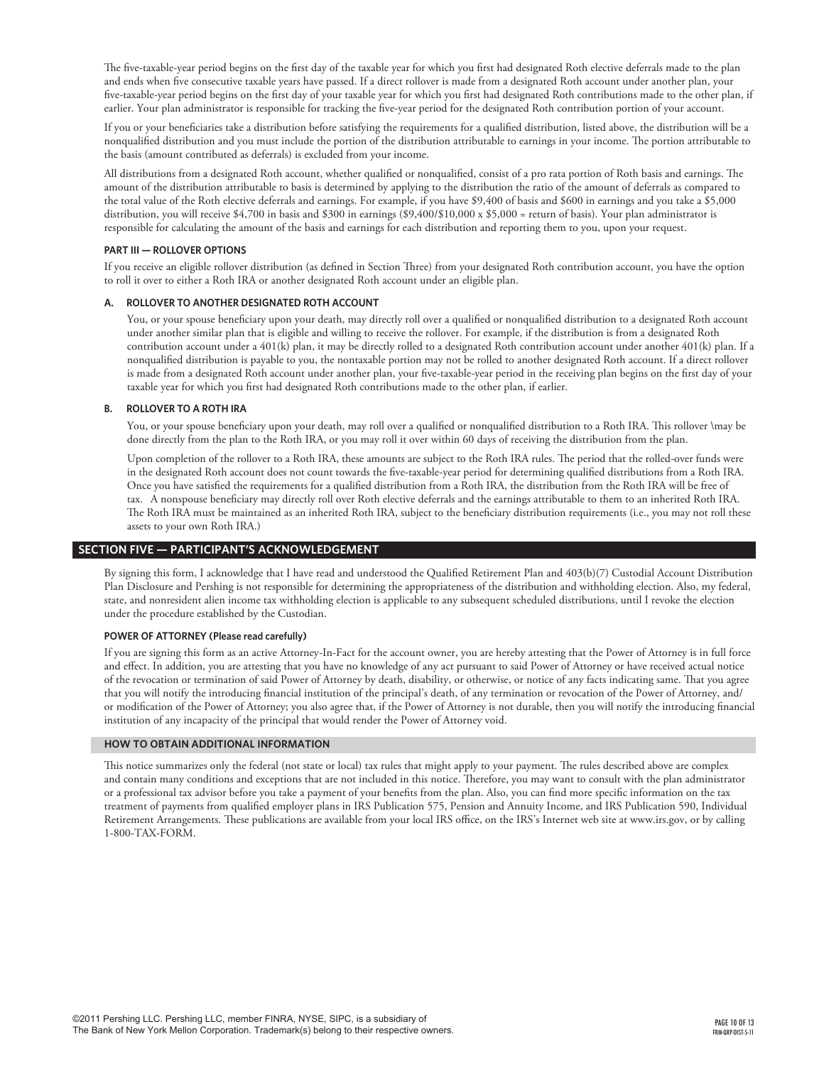The five-taxable-year period begins on the first day of the taxable year for which you first had designated Roth elective deferrals made to the plan and ends when five consecutive taxable years have passed. If a direct rollover is made from a designated Roth account under another plan, your five-taxable-year period begins on the first day of your taxable year for which you first had designated Roth contributions made to the other plan, if earlier. Your plan administrator is responsible for tracking the five-year period for the designated Roth contribution portion of your account.

If you or your beneficiaries take a distribution before satisfying the requirements for a qualified distribution, listed above, the distribution will be a nonqualified distribution and you must include the portion of the distribution attributable to earnings in your income. The portion attributable to the basis (amount contributed as deferrals) is excluded from your income.

All distributions from a designated Roth account, whether qualified or nonqualified, consist of a pro rata portion of Roth basis and earnings. The amount of the distribution attributable to basis is determined by applying to the distribution the ratio of the amount of deferrals as compared to the total value of the Roth elective deferrals and earnings. For example, if you have $9,400 of basis and $600 in earnings and you take a $5,000 distribution, you will receive $4,700 in basis and $300 in earnings ($9,400/$10,000 x $5,000 = return of basis). Your plan administrator is responsible for calculating the amount of the basis and earnings for each distribution and reporting them to you, upon your request.

#### PART III — ROLLOVER OPTIONS

If you receive an eligible rollover distribution (as defined in Section Three) from your designated Roth contribution account, you have the option to roll it over to either a Roth IRA or another designated Roth account under an eligible plan.

#### A. ROLLOVER TO ANOTHER DESIGNATED ROTH ACCOUNT

You, or your spouse beneficiary upon your death, may directly roll over a qualified or nonqualified distribution to a designated Roth account under another similar plan that is eligible and willing to receive the rollover. For example, if the distribution is from a designated Roth contribution account under a 401(k) plan, it may be directly rolled to a designated Roth contribution account under another 401(k) plan. If a nonqualified distribution is payable to you, the nontaxable portion may not be rolled to another designated Roth account. If a direct rollover is made from a designated Roth account under another plan, your five-taxable-year period in the receiving plan begins on the first day of your taxable year for which you first had designated Roth contributions made to the other plan, if earlier.

#### B. ROLLOVER TO A ROTH IRA

You, or your spouse beneficiary upon your death, may roll over a qualified or nonqualified distribution to a Roth IRA. This rollover \may be done directly from the plan to the Roth IRA, or you may roll it over within 60 days of receiving the distribution from the plan.

Upon completion of the rollover to a Roth IRA, these amounts are subject to the Roth IRA rules. The period that the rolled-over funds were in the designated Roth account does not count towards the five-taxable-year period for determining qualified distributions from a Roth IRA. Once you have satisfied the requirements for a qualified distribution from a Roth IRA, the distribution from the Roth IRA will be free of tax. A nonspouse beneficiary may directly roll over Roth elective deferrals and the earnings attributable to them to an inherited Roth IRA. The Roth IRA must be maintained as an inherited Roth IRA, subject to the beneficiary distribution requirements (i.e., you may not roll these assets to your own Roth IRA.)

## SECTION FIVE — PARTICIPANT'S ACKNOWLEDGEMENT

By signing this form, I acknowledge that I have read and understood the Qualified Retirement Plan and 403(b)(7) Custodial Account Distribution Plan Disclosure and Pershing is not responsible for determining the appropriateness of the distribution and withholding election. Also, my federal, state, and nonresident alien income tax withholding election is applicable to any subsequent scheduled distributions, until I revoke the election under the procedure established by the Custodian.

#### POWER OF ATTORNEY (Please read carefully)

If you are signing this form as an active Attorney-In-Fact for the account owner, you are hereby attesting that the Power of Attorney is in full force and effect. In addition, you are attesting that you have no knowledge of any act pursuant to said Power of Attorney or have received actual notice of the revocation or termination of said Power of Attorney by death, disability, or otherwise, or notice of any facts indicating same. That you agree that you will notify the introducing financial institution of the principal's death, of any termination or revocation of the Power of Attorney, and/or modification of the Power of Attorney; you also agree that, if the Power of Attorney is not durable, then you will notify the introducing financial institution of any incapacity of the principal that would render the Power of Attorney void.

### HOW TO OBTAIN ADDITIONAL INFORMATION

This notice summarizes only the federal (not state or local) tax rules that might apply to your payment. The rules described above are complex and contain many conditions and exceptions that are not included in this notice. Therefore, you may want to consult with the plan administrator or a professional tax advisor before you take a payment of your benefits from the plan. Also, you can find more specific information on the tax treatment of payments from qualified employer plans in IRS Publication 575, Pension and Annuity Income, and IRS Publication 590, Individual Retirement Arrangements. These publications are available from your local IRS office, on the IRS's Internet web site at www.irs.gov, or by calling 1-800-TAX-FORM.

©2011 Pershing LLC. Pershing LLC, member FINRA, NYSE, SIPC, is a subsidiary of The Bank of New York Mellon Corporation. Trademark(s) belong to their respective owners.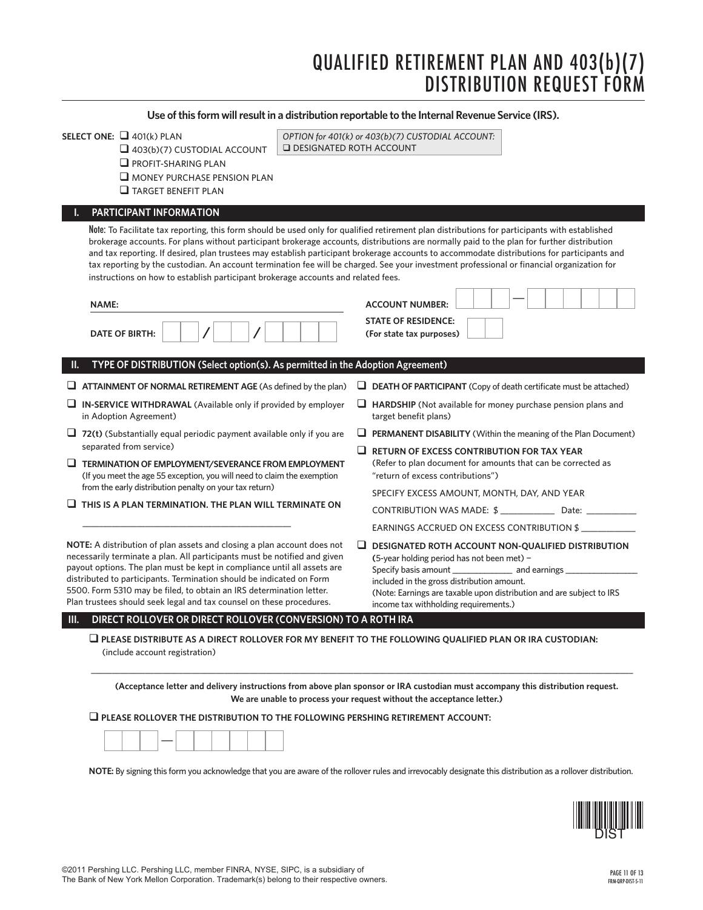# QUALIFIED RETIREMENT PLAN AND 403(b)(7) DISTRIBUTION REQUEST FORM

**Use of this form will result in a distribution reportable to the Internal Revenue Service (IRS).**

**SELECT ONE:**
- ❑ 401(k) PLAN
- ❑ 403(b)(7) CUSTODIAL ACCOUNT
- ❑ PROFIT-SHARING PLAN
- ❑ MONEY PURCHASE PENSION PLAN
- ❑ TARGET BENEFIT PLAN

*OPTION for 401(k) or 403(b)(7) CUSTODIAL ACCOUNT:*
❑ DESIGNATED ROTH ACCOUNT

## I. PARTICIPANT INFORMATION

**Note:** To Facilitate tax reporting, this form should be used only for qualified retirement plan distributions for participants with established brokerage accounts. For plans without participant brokerage accounts, distributions are normally paid to the plan for further distribution and tax reporting. If desired, plan trustees may establish participant brokerage accounts to accommodate distributions for participants and tax reporting by the custodian. An account termination fee will be charged. See your investment professional or financial organization for instructions on how to establish participant brokerage accounts and related fees.

**NAME:** ______________________________

**ACCOUNT NUMBER:** ☐☐☐ — ☐☐☐☐☐☐

**DATE OF BIRTH:** ☐☐ / ☐☐ / ☐☐☐☐

**STATE OF RESIDENCE:** ☐☐
**(For state tax purposes)**

## II. TYPE OF DISTRIBUTION (Select option(s). As permitted in the Adoption Agreement)

- ❑ **ATTAINMENT OF NORMAL RETIREMENT AGE** (As defined by the plan)
- ❑ **IN-SERVICE WITHDRAWAL** (Available only if provided by employer in Adoption Agreement)
- ❑ **72(t)** (Substantially equal periodic payment available only if you are separated from service)
- ❑ **TERMINATION OF EMPLOYMENT/SEVERANCE FROM EMPLOYMENT** (If you meet the age 55 exception, you will need to claim the exemption from the early distribution penalty on your tax return)
- ❑ **THIS IS A PLAN TERMINATION. THE PLAN WILL TERMINATE ON** ______________________________

**NOTE:** A distribution of plan assets and closing a plan account does not necessarily terminate a plan. All participants must be notified and given payout options. The plan must be kept in compliance until all assets are distributed to participants. Termination should be indicated on Form 5500. Form 5310 may be filed, to obtain an IRS determination letter. Plan trustees should seek legal and tax counsel on these procedures.

- ❑ **DEATH OF PARTICIPANT** (Copy of death certificate must be attached)
- ❑ **HARDSHIP** (Not available for money purchase pension plans and target benefit plans)
- ❑ **PERMANENT DISABILITY** (Within the meaning of the Plan Document)
- ❑ **RETURN OF EXCESS CONTRIBUTION FOR TAX YEAR** (Refer to plan document for amounts that can be corrected as "return of excess contributions")

  SPECIFY EXCESS AMOUNT, MONTH, DAY, AND YEAR

  CONTRIBUTION WAS MADE: $ ___________ Date: ___________

  EARNINGS ACCRUED ON EXCESS CONTRIBUTION $ ___________
- ❑ **DESIGNATED ROTH ACCOUNT NON-QUALIFIED DISTRIBUTION** (5-year holding period has not been met) – Specify basis amount _____________ and earnings _______________ included in the gross distribution amount. (Note: Earnings are taxable upon distribution and are subject to IRS income tax withholding requirements.)

## III. DIRECT ROLLOVER OR DIRECT ROLLOVER (CONVERSION) TO A ROTH IRA

❑ **PLEASE DISTRIBUTE AS A DIRECT ROLLOVER FOR MY BENEFIT TO THE FOLLOWING QUALIFIED PLAN OR IRA CUSTODIAN:** (include account registration)

______________________________________________________________________

**(Acceptance letter and delivery instructions from above plan sponsor or IRA custodian must accompany this distribution request. We are unable to process your request without the acceptance letter.)**

❑ **PLEASE ROLLOVER THE DISTRIBUTION TO THE FOLLOWING PERSHING RETIREMENT ACCOUNT:**

☐☐☐ — ☐☐☐☐☐☐

**NOTE:** By signing this form you acknowledge that you are aware of the rollover rules and irrevocably designate this distribution as a rollover distribution.

DIST

©2011 Pershing LLC. Pershing LLC, member FINRA, NYSE, SIPC, is a subsidiary of The Bank of New York Mellon Corporation. Trademark(s) belong to their respective owners.

FRM-QRP-DIST-5-11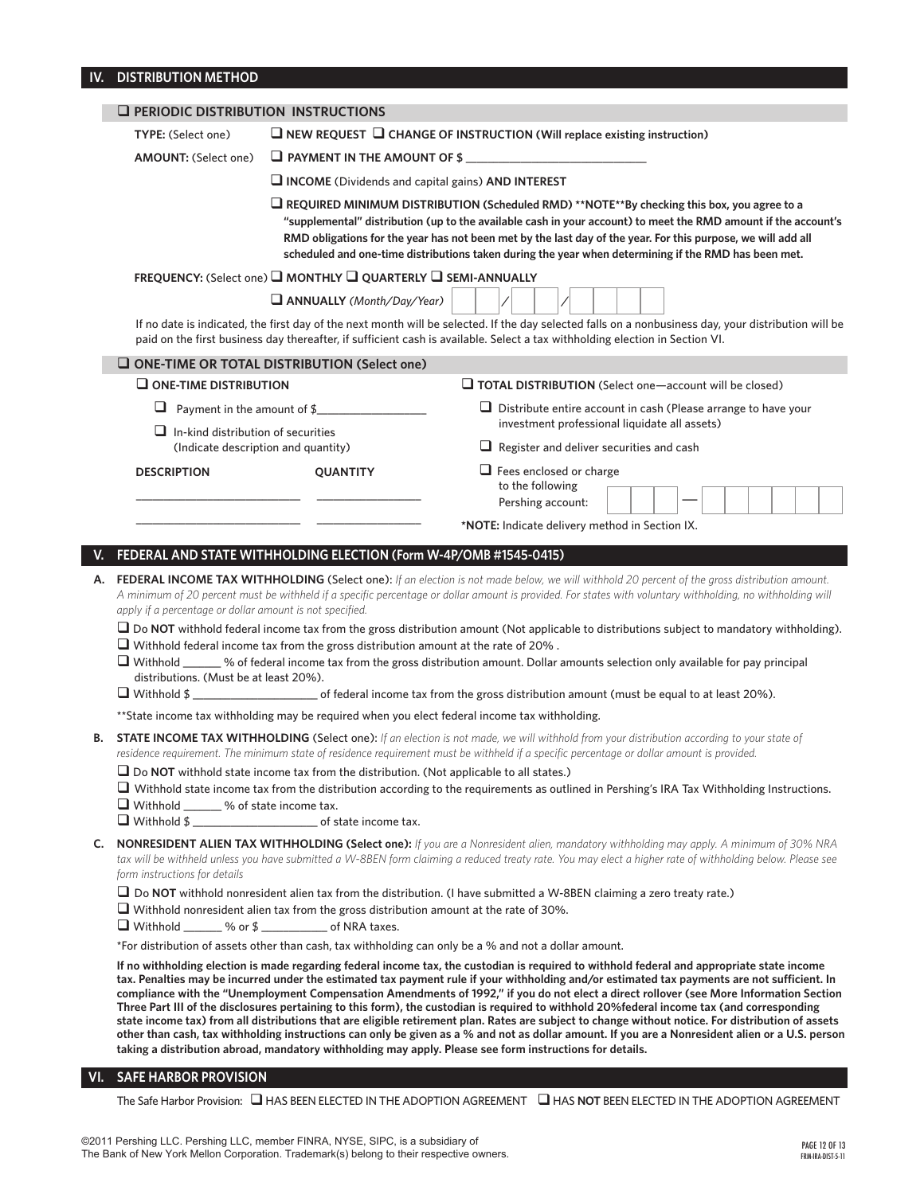## IV. DISTRIBUTION METHOD

### ☐ PERIODIC DISTRIBUTION INSTRUCTIONS

**TYPE:** (Select one) ☐ **NEW REQUEST** ☐ **CHANGE OF INSTRUCTION (Will replace existing instruction)**

**AMOUNT:** (Select one) ☐ **PAYMENT IN THE AMOUNT OF $** ____________________________

☐ **INCOME** (Dividends and capital gains) **AND INTEREST**

☐ **REQUIRED MINIMUM DISTRIBUTION (Scheduled RMD) **NOTE**By checking this box, you agree to a "supplemental" distribution (up to the available cash in your account) to meet the RMD amount if the account's RMD obligations for the year has not been met by the last day of the year. For this purpose, we will add all scheduled and one-time distributions taken during the year when determining if the RMD has been met.**

**FREQUENCY:** (Select one) ☐ **MONTHLY** ☐ **QUARTERLY** ☐ **SEMI-ANNUALLY**

☐ **ANNUALLY** *(Month/Day/Year)* __ __ / __ __ / __ __ __ __

If no date is indicated, the first day of the next month will be selected. If the day selected falls on a nonbusiness day, your distribution will be paid on the first business day thereafter, if sufficient cash is available. Select a tax withholding election in Section VI.

### ☐ ONE-TIME OR TOTAL DISTRIBUTION (Select one)

☐ **ONE-TIME DISTRIBUTION**

☐ Payment in the amount of $________________

☐ In-kind distribution of securities (Indicate description and quantity)

| DESCRIPTION | QUANTITY |
|---|---|
| ____________________ | ______________ |
| ____________________ | ______________ |

☐ **TOTAL DISTRIBUTION** (Select one—account will be closed)

☐ Distribute entire account in cash (Please arrange to have your investment professional liquidate all assets)

☐ Register and deliver securities and cash

☐ Fees enclosed or charge to the following Pershing account: __ __ __ — __ __ __ __ __ __

*NOTE: Indicate delivery method in Section IX.

## V. FEDERAL AND STATE WITHHOLDING ELECTION (Form W-4P/OMB #1545-0415)

**A. FEDERAL INCOME TAX WITHHOLDING** (Select one): *If an election is not made below, we will withhold 20 percent of the gross distribution amount. A minimum of 20 percent must be withheld if a specific percentage or dollar amount is provided. For states with voluntary withholding, no withholding will apply if a percentage or dollar amount is not specified.*

☐ Do **NOT** withhold federal income tax from the gross distribution amount (Not applicable to distributions subject to mandatory withholding).

☐ Withhold federal income tax from the gross distribution amount at the rate of 20% .

☐ Withhold ______ % of federal income tax from the gross distribution amount. Dollar amounts selection only available for pay principal distributions. (Must be at least 20%).

☐ Withhold $ ____________________ of federal income tax from the gross distribution amount (must be equal to at least 20%).

**State income tax withholding may be required when you elect federal income tax withholding.

**B. STATE INCOME TAX WITHHOLDING** (Select one): *If an election is not made, we will withhold from your distribution according to your state of residence requirement. The minimum state of residence requirement must be withheld if a specific percentage or dollar amount is provided.*

☐ Do **NOT** withhold state income tax from the distribution. (Not applicable to all states.)

☐ Withhold state income tax from the distribution according to the requirements as outlined in Pershing's IRA Tax Withholding Instructions.

☐ Withhold ______ % of state income tax.

☐ Withhold $ ____________________ of state income tax.

**C. NONRESIDENT ALIEN TAX WITHHOLDING (Select one):** *If you are a Nonresident alien, mandatory withholding may apply. A minimum of 30% NRA tax will be withheld unless you have submitted a W-8BEN form claiming a reduced treaty rate. You may elect a higher rate of withholding below. Please see form instructions for details*

☐ Do **NOT** withhold nonresident alien tax from the distribution. (I have submitted a W-8BEN claiming a zero treaty rate.)

☐ Withhold nonresident alien tax from the gross distribution amount at the rate of 30%.

☐ Withhold ______ % or $ __________ of NRA taxes.

*For distribution of assets other than cash, tax withholding can only be a % and not a dollar amount.

**If no withholding election is made regarding federal income tax, the custodian is required to withhold federal and appropriate state income tax. Penalties may be incurred under the estimated tax payment rule if your withholding and/or estimated tax payments are not sufficient. In compliance with the "Unemployment Compensation Amendments of 1992," if you do not elect a direct rollover (see More Information Section Three Part III of the disclosures pertaining to this form), the custodian is required to withhold 20%federal income tax (and corresponding state income tax) from all distributions that are eligible retirement plan. Rates are subject to change without notice. For distribution of assets other than cash, tax withholding instructions can only be given as a % and not as dollar amount. If you are a Nonresident alien or a U.S. person taking a distribution abroad, mandatory withholding may apply. Please see form instructions for details.**

## VI. SAFE HARBOR PROVISION

The Safe Harbor Provision: ☐ HAS BEEN ELECTED IN THE ADOPTION AGREEMENT ☐ HAS **NOT** BEEN ELECTED IN THE ADOPTION AGREEMENT

©2011 Pershing LLC. Pershing LLC, member FINRA, NYSE, SIPC, is a subsidiary of The Bank of New York Mellon Corporation. Trademark(s) belong to their respective owners.

FRM-IRA-DIST-5-11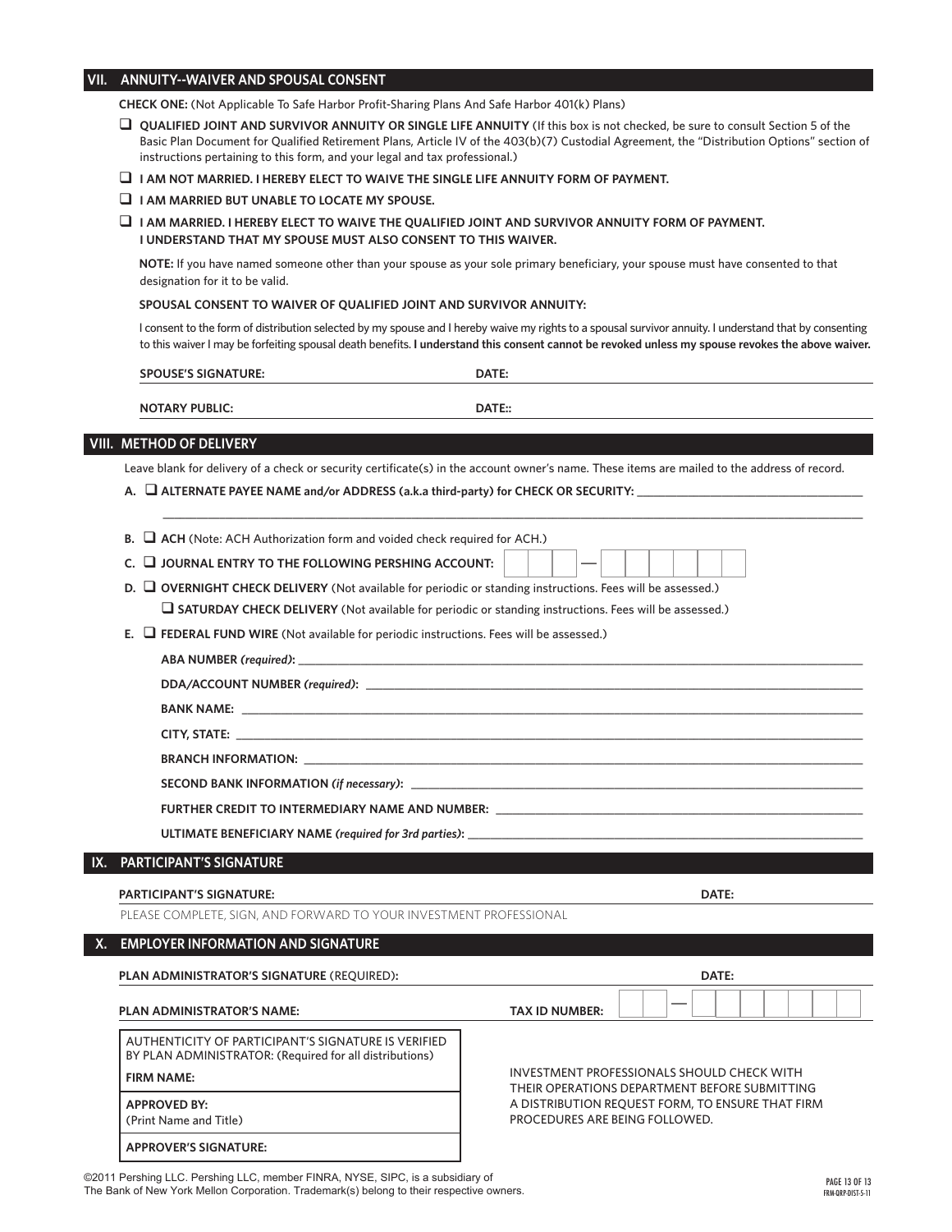## VII. ANNUITY--WAIVER AND SPOUSAL CONSENT

**CHECK ONE:** (Not Applicable To Safe Harbor Profit-Sharing Plans And Safe Harbor 401(k) Plans)

- ☐ **QUALIFIED JOINT AND SURVIVOR ANNUITY OR SINGLE LIFE ANNUITY** (If this box is not checked, be sure to consult Section 5 of the Basic Plan Document for Qualified Retirement Plans, Article IV of the 403(b)(7) Custodial Agreement, the "Distribution Options" section of instructions pertaining to this form, and your legal and tax professional.)
- ☐ **I AM NOT MARRIED. I HEREBY ELECT TO WAIVE THE SINGLE LIFE ANNUITY FORM OF PAYMENT.**
- ☐ **I AM MARRIED BUT UNABLE TO LOCATE MY SPOUSE.**
- ☐ **I AM MARRIED. I HEREBY ELECT TO WAIVE THE QUALIFIED JOINT AND SURVIVOR ANNUITY FORM OF PAYMENT. I UNDERSTAND THAT MY SPOUSE MUST ALSO CONSENT TO THIS WAIVER.**

**NOTE:** If you have named someone other than your spouse as your sole primary beneficiary, your spouse must have consented to that designation for it to be valid.

**SPOUSAL CONSENT TO WAIVER OF QUALIFIED JOINT AND SURVIVOR ANNUITY:**

I consent to the form of distribution selected by my spouse and I hereby waive my rights to a spousal survivor annuity. I understand that by consenting to this waiver I may be forfeiting spousal death benefits. **I understand this consent cannot be revoked unless my spouse revokes the above waiver.**

**SPOUSE'S SIGNATURE:** ____________________ **DATE:** ____________________

**NOTARY PUBLIC:** ____________________ **DATE::** ____________________

## VIII. METHOD OF DELIVERY

Leave blank for delivery of a check or security certificate(s) in the account owner's name. These items are mailed to the address of record.

**A.** ☐ **ALTERNATE PAYEE NAME and/or ADDRESS (a.k.a third-party) for CHECK OR SECURITY:** ____________________

**B.** ☐ **ACH** (Note: ACH Authorization form and voided check required for ACH.)

**C.** ☐ **JOURNAL ENTRY TO THE FOLLOWING PERSHING ACCOUNT:** ☐☐☐ — ☐☐☐☐☐☐

**D.** ☐ **OVERNIGHT CHECK DELIVERY** (Not available for periodic or standing instructions. Fees will be assessed.)

☐ **SATURDAY CHECK DELIVERY** (Not available for periodic or standing instructions. Fees will be assessed.)

**E.** ☐ **FEDERAL FUND WIRE** (Not available for periodic instructions. Fees will be assessed.)

**ABA NUMBER** ***(required)*****:** ____________________

**DDA/ACCOUNT NUMBER** ***(required)*****:** ____________________

**BANK NAME:** ____________________

**CITY, STATE:** ____________________

**BRANCH INFORMATION:** ____________________

**SECOND BANK INFORMATION** ***(if necessary)*****:** ____________________

**FURTHER CREDIT TO INTERMEDIARY NAME AND NUMBER:** ____________________

**ULTIMATE BENEFICIARY NAME** ***(required for 3rd parties)*****:** ____________________

## IX. PARTICIPANT'S SIGNATURE

**PARTICIPANT'S SIGNATURE:** ____________________ **DATE:** ____________________

PLEASE COMPLETE, SIGN, AND FORWARD TO YOUR INVESTMENT PROFESSIONAL

## X. EMPLOYER INFORMATION AND SIGNATURE

**PLAN ADMINISTRATOR'S SIGNATURE** (REQUIRED)**:** ____________________ **DATE:** ____________________

**PLAN ADMINISTRATOR'S NAME:** ____________________ **TAX ID NUMBER:** ☐☐ — ☐☐☐☐☐☐☐

AUTHENTICITY OF PARTICIPANT'S SIGNATURE IS VERIFIED BY PLAN ADMINISTRATOR: (Required for all distributions)

**FIRM NAME:**

**APPROVED BY:**
(Print Name and Title)

**APPROVER'S SIGNATURE:**

INVESTMENT PROFESSIONALS SHOULD CHECK WITH THEIR OPERATIONS DEPARTMENT BEFORE SUBMITTING A DISTRIBUTION REQUEST FORM, TO ENSURE THAT FIRM PROCEDURES ARE BEING FOLLOWED.

©2011 Pershing LLC. Pershing LLC, member FINRA, NYSE, SIPC, is a subsidiary of The Bank of New York Mellon Corporation. Trademark(s) belong to their respective owners.

FRM-QRP-DIST-5-11